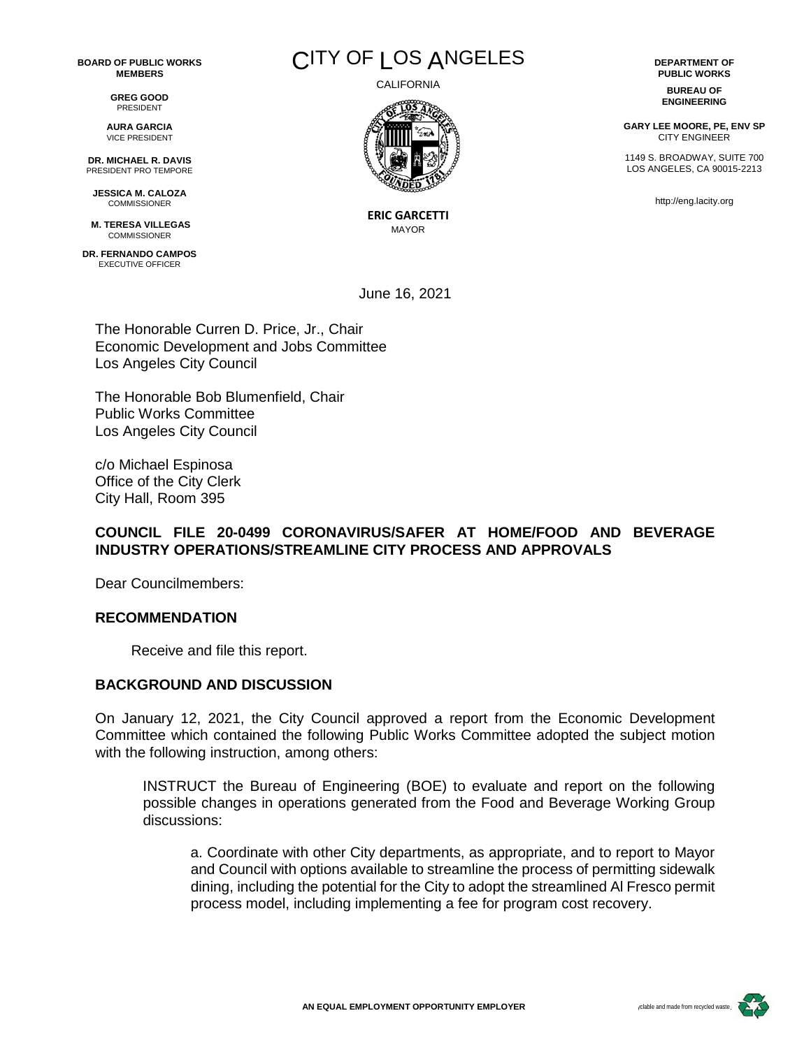BOARD OF PUBLIC WORKS MEMBERS

GREG GOOD
PRESIDENT

AURA GARCIA
VICE PRESIDENT

DR. MICHAEL R. DAVIS
PRESIDENT PRO TEMPORE

JESSICA M. CALOZA
COMMISSIONER

M. TERESA VILLEGAS
COMMISSIONER

DR. FERNANDO CAMPOS
EXECUTIVE OFFICER

# CITY OF LOS ANGELES

CALIFORNIA

ERIC GARCETTI
MAYOR

DEPARTMENT OF PUBLIC WORKS

BUREAU OF ENGINEERING

GARY LEE MOORE, PE, ENV SP
CITY ENGINEER

1149 S. BROADWAY, SUITE 700
LOS ANGELES, CA 90015-2213

http://eng.lacity.org

June 16, 2021

The Honorable Curren D. Price, Jr., Chair
Economic Development and Jobs Committee
Los Angeles City Council

The Honorable Bob Blumenfield, Chair
Public Works Committee
Los Angeles City Council

c/o Michael Espinosa
Office of the City Clerk
City Hall, Room 395

**COUNCIL FILE 20-0499 CORONAVIRUS/SAFER AT HOME/FOOD AND BEVERAGE INDUSTRY OPERATIONS/STREAMLINE CITY PROCESS AND APPROVALS**

Dear Councilmembers:

## RECOMMENDATION

Receive and file this report.

## BACKGROUND AND DISCUSSION

On January 12, 2021, the City Council approved a report from the Economic Development Committee which contained the following Public Works Committee adopted the subject motion with the following instruction, among others:

> INSTRUCT the Bureau of Engineering (BOE) to evaluate and report on the following possible changes in operations generated from the Food and Beverage Working Group discussions:
>
> > a. Coordinate with other City departments, as appropriate, and to report to Mayor and Council with options available to streamline the process of permitting sidewalk dining, including the potential for the City to adopt the streamlined Al Fresco permit process model, including implementing a fee for program cost recovery.

AN EQUAL EMPLOYMENT OPPORTUNITY EMPLOYER

Recyclable and made from recycled waste.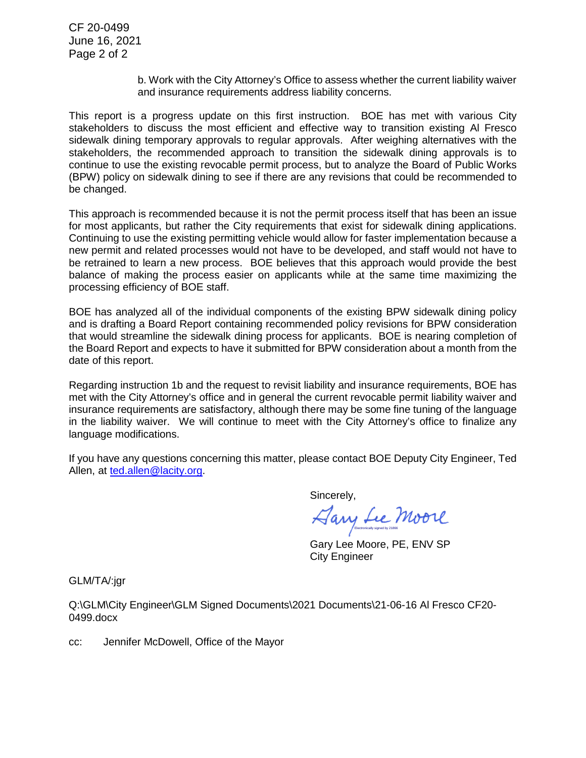b. Work with the City Attorney's Office to assess whether the current liability waiver and insurance requirements address liability concerns.

This report is a progress update on this first instruction. BOE has met with various City stakeholders to discuss the most efficient and effective way to transition existing Al Fresco sidewalk dining temporary approvals to regular approvals. After weighing alternatives with the stakeholders, the recommended approach to transition the sidewalk dining approvals is to continue to use the existing revocable permit process, but to analyze the Board of Public Works (BPW) policy on sidewalk dining to see if there are any revisions that could be recommended to be changed.

This approach is recommended because it is not the permit process itself that has been an issue for most applicants, but rather the City requirements that exist for sidewalk dining applications. Continuing to use the existing permitting vehicle would allow for faster implementation because a new permit and related processes would not have to be developed, and staff would not have to be retrained to learn a new process. BOE believes that this approach would provide the best balance of making the process easier on applicants while at the same time maximizing the processing efficiency of BOE staff.

BOE has analyzed all of the individual components of the existing BPW sidewalk dining policy and is drafting a Board Report containing recommended policy revisions for BPW consideration that would streamline the sidewalk dining process for applicants. BOE is nearing completion of the Board Report and expects to have it submitted for BPW consideration about a month from the date of this report.

Regarding instruction 1b and the request to revisit liability and insurance requirements, BOE has met with the City Attorney's office and in general the current revocable permit liability waiver and insurance requirements are satisfactory, although there may be some fine tuning of the language in the liability waiver. We will continue to meet with the City Attorney's office to finalize any language modifications.

If you have any questions concerning this matter, please contact BOE Deputy City Engineer, Ted Allen, at ted.allen@lacity.org.

Sincerely,

Gary Lee Moore

Electronically signed by 21866

Gary Lee Moore, PE, ENV SP
City Engineer

GLM/TA/:jgr

Q:\GLM\City Engineer\GLM Signed Documents\2021 Documents\21-06-16 Al Fresco CF20-0499.docx

cc: Jennifer McDowell, Office of the Mayor